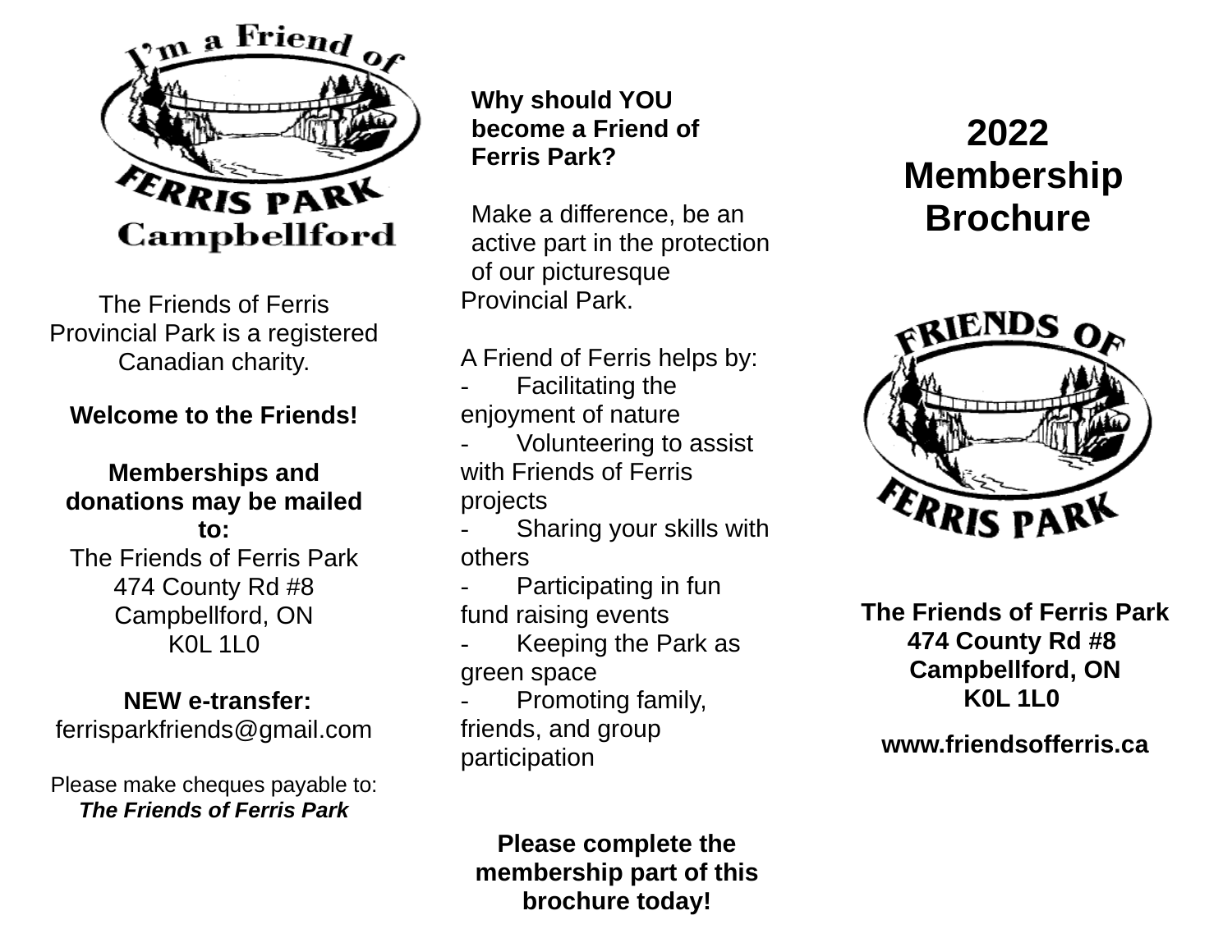I'm a Friend of FERRIS PARK Campbellford

The Friends of Ferris Provincial Park is a registered Canadian charity.

**Welcome to the Friends!**

**Memberships and donations may be mailed to:**
The Friends of Ferris Park
474 County Rd #8
Campbellford, ON
K0L 1L0

**NEW e-transfer:**
ferrisparkfriends@gmail.com

Please make cheques payable to:
***The Friends of Ferris Park***

**Why should YOU become a Friend of Ferris Park?**

Make a difference, be an active part in the protection of our picturesque Provincial Park.

A Friend of Ferris helps by:

- Facilitating the enjoyment of nature
- Volunteering to assist with Friends of Ferris projects
- Sharing your skills with others
- Participating in fun fund raising events
- Keeping the Park as green space
- Promoting family, friends, and group participation

**Please complete the membership part of this brochure today!**

# 2022 Membership Brochure

FRIENDS OF FERRIS PARK

**The Friends of Ferris Park**
**474 County Rd #8**
**Campbellford, ON**
**K0L 1L0**

**www.friendsofferris.ca**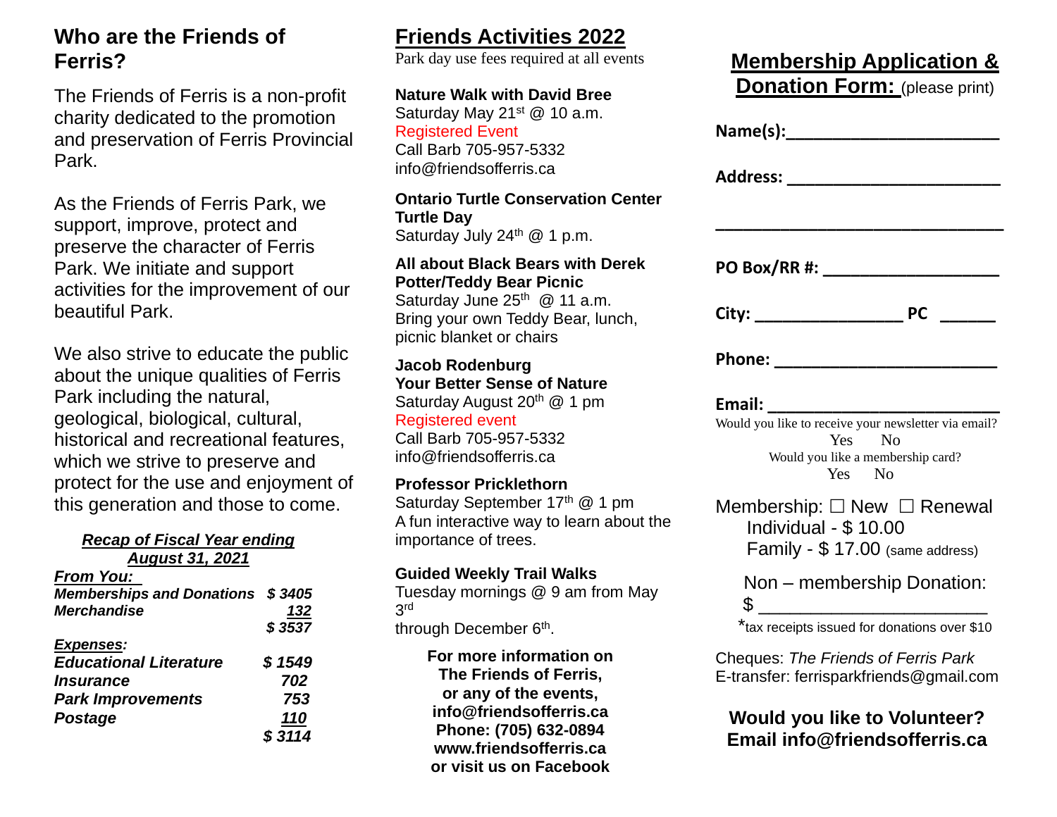## Who are the Friends of Ferris?

The Friends of Ferris is a non-profit charity dedicated to the promotion and preservation of Ferris Provincial Park.

As the Friends of Ferris Park, we support, improve, protect and preserve the character of Ferris Park. We initiate and support activities for the improvement of our beautiful Park.

We also strive to educate the public about the unique qualities of Ferris Park including the natural, geological, biological, cultural, historical and recreational features, which we strive to preserve and protect for the use and enjoyment of this generation and those to come.

***Recap of Fiscal Year ending August 31, 2021***

| | |
|---|---|
| ***From You:*** | |
| ***Memberships and Donations*** | ***$ 3405*** |
| ***Merchandise*** | ***132*** |
| | ***$ 3537*** |
| ***Expenses:*** | |
| ***Educational Literature*** | ***$ 1549*** |
| ***Insurance*** | ***702*** |
| ***Park Improvements*** | ***753*** |
| ***Postage*** | ***110*** |
| | ***$ 3114*** |

## Friends Activities 2022

Park day use fees required at all events

**Nature Walk with David Bree**
Saturday May 21st @ 10 a.m.
Registered Event
Call Barb 705-957-5332
info@friendsofferris.ca

**Ontario Turtle Conservation Center Turtle Day**
Saturday July 24th @ 1 p.m.

**All about Black Bears with Derek Potter/Teddy Bear Picnic**
Saturday June 25th @ 11 a.m.
Bring your own Teddy Bear, lunch, picnic blanket or chairs

**Jacob Rodenburg**
**Your Better Sense of Nature**
Saturday August 20th @ 1 pm
Registered event
Call Barb 705-957-5332
info@friendsofferris.ca

**Professor Pricklethorn**
Saturday September 17th @ 1 pm
A fun interactive way to learn about the importance of trees.

**Guided Weekly Trail Walks**
Tuesday mornings @ 9 am from May 3rd through December 6th.

**For more information on The Friends of Ferris, or any of the events,**
**info@friendsofferris.ca**
**Phone: (705) 632-0894**
**www.friendsofferris.ca**
**or visit us on Facebook**

## Membership Application & Donation Form: (please print)

**Name(s):**________________________

**Address:** ________________________

________________________________

**PO Box/RR #:** ____________________

**City:** ________________ **PC** ______

**Phone:** _________________________

**Email:** _________________________

Would you like to receive your newsletter via email?
Yes No
Would you like a membership card?
Yes No

Membership: ☐ New ☐ Renewal
Individual - $ 10.00
Family - $ 17.00 (same address)

Non – membership Donation:
$ ______________________

*tax receipts issued for donations over $10

Cheques: *The Friends of Ferris Park*
E-transfer: ferrisparkfriends@gmail.com

**Would you like to Volunteer?**
**Email info@friendsofferris.ca**